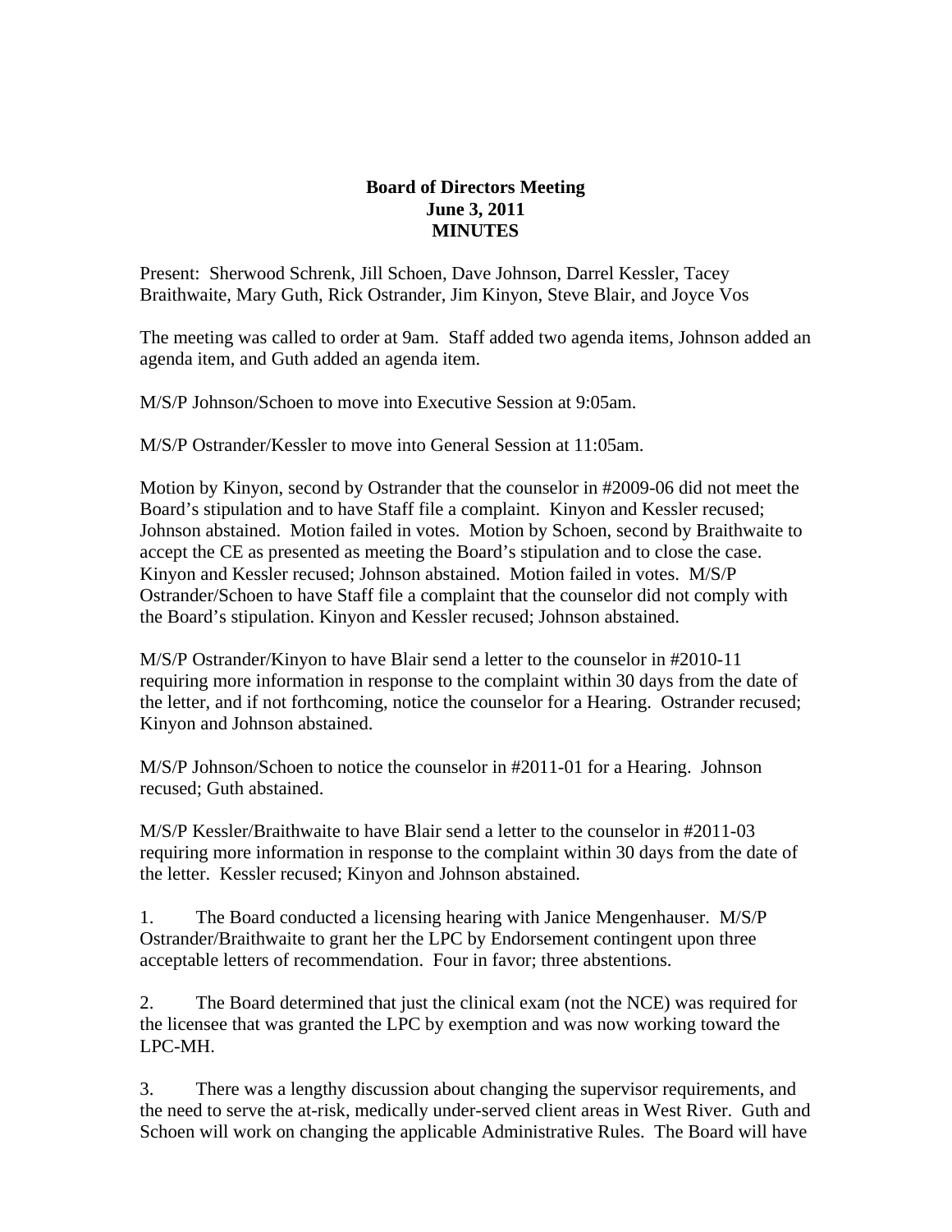**Board of Directors Meeting**
**June 3, 2011**
**MINUTES**

Present: Sherwood Schrenk, Jill Schoen, Dave Johnson, Darrel Kessler, Tacey Braithwaite, Mary Guth, Rick Ostrander, Jim Kinyon, Steve Blair, and Joyce Vos

The meeting was called to order at 9am. Staff added two agenda items, Johnson added an agenda item, and Guth added an agenda item.

M/S/P Johnson/Schoen to move into Executive Session at 9:05am.

M/S/P Ostrander/Kessler to move into General Session at 11:05am.

Motion by Kinyon, second by Ostrander that the counselor in #2009-06 did not meet the Board's stipulation and to have Staff file a complaint. Kinyon and Kessler recused; Johnson abstained. Motion failed in votes. Motion by Schoen, second by Braithwaite to accept the CE as presented as meeting the Board's stipulation and to close the case. Kinyon and Kessler recused; Johnson abstained. Motion failed in votes. M/S/P Ostrander/Schoen to have Staff file a complaint that the counselor did not comply with the Board's stipulation. Kinyon and Kessler recused; Johnson abstained.

M/S/P Ostrander/Kinyon to have Blair send a letter to the counselor in #2010-11 requiring more information in response to the complaint within 30 days from the date of the letter, and if not forthcoming, notice the counselor for a Hearing. Ostrander recused; Kinyon and Johnson abstained.

M/S/P Johnson/Schoen to notice the counselor in #2011-01 for a Hearing. Johnson recused; Guth abstained.

M/S/P Kessler/Braithwaite to have Blair send a letter to the counselor in #2011-03 requiring more information in response to the complaint within 30 days from the date of the letter. Kessler recused; Kinyon and Johnson abstained.

1. The Board conducted a licensing hearing with Janice Mengenhauser. M/S/P Ostrander/Braithwaite to grant her the LPC by Endorsement contingent upon three acceptable letters of recommendation. Four in favor; three abstentions.

2. The Board determined that just the clinical exam (not the NCE) was required for the licensee that was granted the LPC by exemption and was now working toward the LPC-MH.

3. There was a lengthy discussion about changing the supervisor requirements, and the need to serve the at-risk, medically under-served client areas in West River. Guth and Schoen will work on changing the applicable Administrative Rules. The Board will have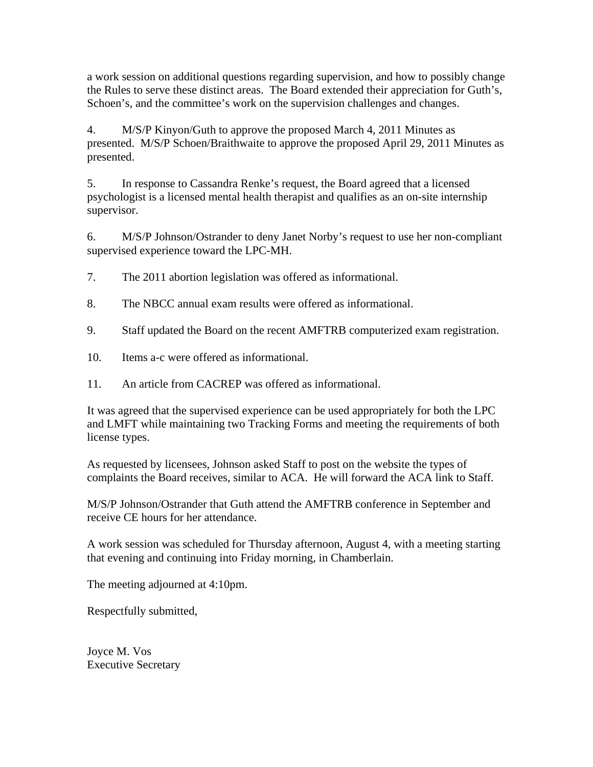a work session on additional questions regarding supervision, and how to possibly change the Rules to serve these distinct areas. The Board extended their appreciation for Guth's, Schoen's, and the committee's work on the supervision challenges and changes.

4. M/S/P Kinyon/Guth to approve the proposed March 4, 2011 Minutes as presented. M/S/P Schoen/Braithwaite to approve the proposed April 29, 2011 Minutes as presented.

5. In response to Cassandra Renke's request, the Board agreed that a licensed psychologist is a licensed mental health therapist and qualifies as an on-site internship supervisor.

6. M/S/P Johnson/Ostrander to deny Janet Norby's request to use her non-compliant supervised experience toward the LPC-MH.

7. The 2011 abortion legislation was offered as informational.

8. The NBCC annual exam results were offered as informational.

9. Staff updated the Board on the recent AMFTRB computerized exam registration.

10. Items a-c were offered as informational.

11. An article from CACREP was offered as informational.

It was agreed that the supervised experience can be used appropriately for both the LPC and LMFT while maintaining two Tracking Forms and meeting the requirements of both license types.

As requested by licensees, Johnson asked Staff to post on the website the types of complaints the Board receives, similar to ACA. He will forward the ACA link to Staff.

M/S/P Johnson/Ostrander that Guth attend the AMFTRB conference in September and receive CE hours for her attendance.

A work session was scheduled for Thursday afternoon, August 4, with a meeting starting that evening and continuing into Friday morning, in Chamberlain.

The meeting adjourned at 4:10pm.

Respectfully submitted,

Joyce M. Vos
Executive Secretary